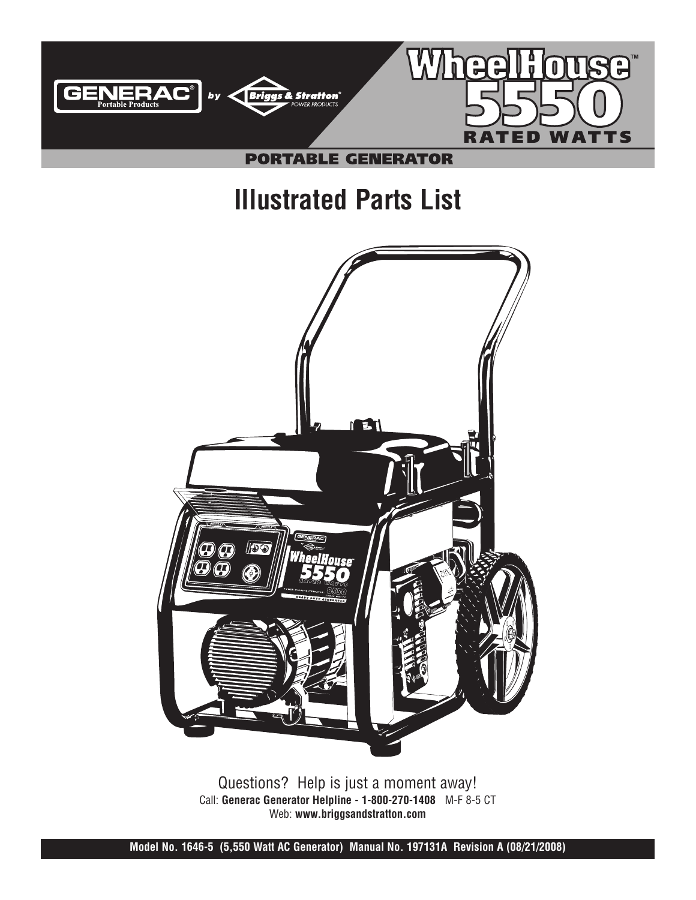GENERAC® Portable Products by Briggs & Stratton® POWER PRODUCTS

# WheelHouse™ 5550 RATED WATTS

PORTABLE GENERATOR

# Illustrated Parts List

Questions? Help is just a moment away!

Call: **Generac Generator Helpline - 1-800-270-1408** M-F 8-5 CT

Web: **www.briggsandstratton.com**

**Model No. 1646-5 (5,550 Watt AC Generator) Manual No. 197131A Revision A (08/21/2008)**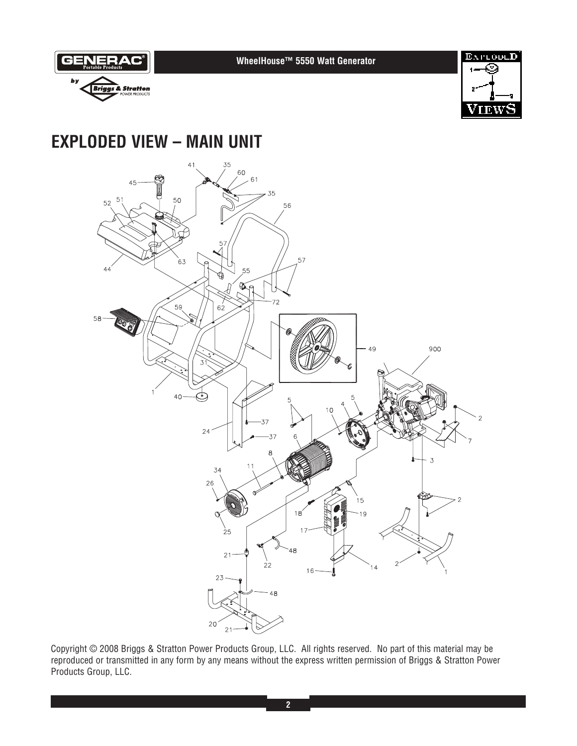# EXPLODED VIEW – MAIN UNIT

Copyright © 2008 Briggs & Stratton Power Products Group, LLC. All rights reserved. No part of this material may be reproduced or transmitted in any form by any means without the express written permission of Briggs & Stratton Power Products Group, LLC.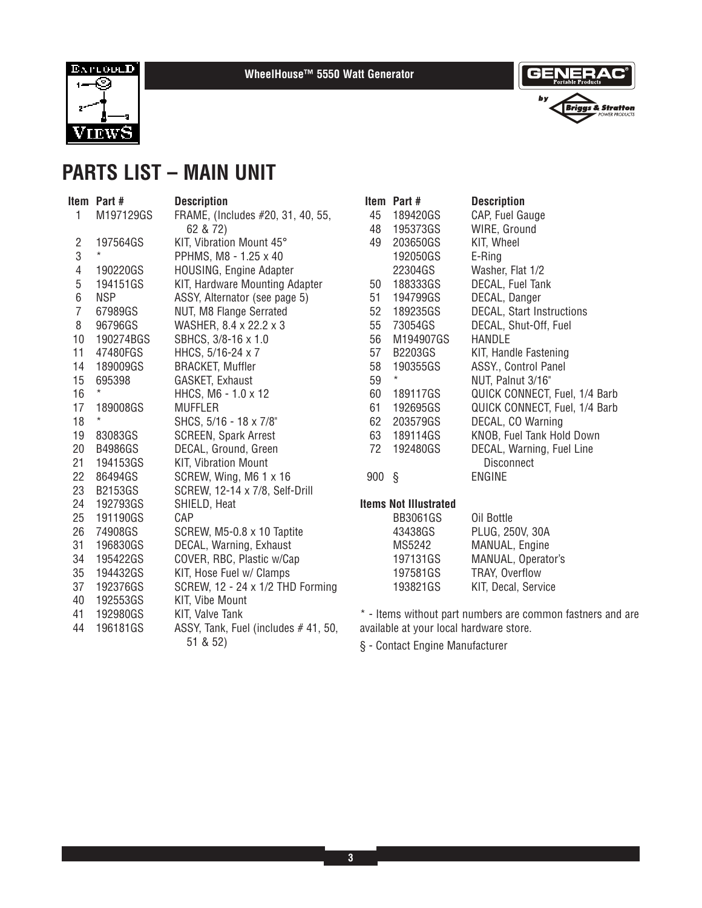# PARTS LIST – MAIN UNIT

| Item | Part # | Description |
|---|---|---|
| 1 | M197129GS | FRAME, (Includes #20, 31, 40, 55, 62 & 72) |
| 2 | 197564GS | KIT, Vibration Mount 45° |
| 3 | * | PPHMS, M8 - 1.25 x 40 |
| 4 | 190220GS | HOUSING, Engine Adapter |
| 5 | 194151GS | KIT, Hardware Mounting Adapter |
| 6 | NSP | ASSY, Alternator (see page 5) |
| 7 | 67989GS | NUT, M8 Flange Serrated |
| 8 | 96796GS | WASHER, 8.4 x 22.2 x 3 |
| 10 | 190274BGS | SBHCS, 3/8-16 x 1.0 |
| 11 | 47480FGS | HHCS, 5/16-24 x 7 |
| 14 | 189009GS | BRACKET, Muffler |
| 15 | 695398 | GASKET, Exhaust |
| 16 | * | HHCS, M6 - 1.0 x 12 |
| 17 | 189008GS | MUFFLER |
| 18 | * | SHCS, 5/16 - 18 x 7/8" |
| 19 | 83083GS | SCREEN, Spark Arrest |
| 20 | B4986GS | DECAL, Ground, Green |
| 21 | 194153GS | KIT, Vibration Mount |
| 22 | 86494GS | SCREW, Wing, M6 1 x 16 |
| 23 | B2153GS | SCREW, 12-14 x 7/8, Self-Drill |
| 24 | 192793GS | SHIELD, Heat |
| 25 | 191190GS | CAP |
| 26 | 74908GS | SCREW, M5-0.8 x 10 Taptite |
| 31 | 196830GS | DECAL, Warning, Exhaust |
| 34 | 195422GS | COVER, RBC, Plastic w/Cap |
| 35 | 194432GS | KIT, Hose Fuel w/ Clamps |
| 37 | 192376GS | SCREW, 12 - 24 x 1/2 THD Forming |
| 40 | 192553GS | KIT, Vibe Mount |
| 41 | 192980GS | KIT, Valve Tank |
| 44 | 196181GS | ASSY, Tank, Fuel (includes # 41, 50, 51 & 52) |
| 45 | 189420GS | CAP, Fuel Gauge |
| 48 | 195373GS | WIRE, Ground |
| 49 | 203650GS | KIT, Wheel |
| | 192050GS | E-Ring |
| | 22304GS | Washer, Flat 1/2 |
| 50 | 188333GS | DECAL, Fuel Tank |
| 51 | 194799GS | DECAL, Danger |
| 52 | 189235GS | DECAL, Start Instructions |
| 55 | 73054GS | DECAL, Shut-Off, Fuel |
| 56 | M194907GS | HANDLE |
| 57 | B2203GS | KIT, Handle Fastening |
| 58 | 190355GS | ASSY., Control Panel |
| 59 | * | NUT, Palnut 3/16" |
| 60 | 189117GS | QUICK CONNECT, Fuel, 1/4 Barb |
| 61 | 192695GS | QUICK CONNECT, Fuel, 1/4 Barb |
| 62 | 203579GS | DECAL, CO Warning |
| 63 | 189114GS | KNOB, Fuel Tank Hold Down |
| 72 | 192480GS | DECAL, Warning, Fuel Line Disconnect |
| 900 | § | ENGINE |

**Items Not Illustrated**

| Part # | Description |
|---|---|
| BB3061GS | Oil Bottle |
| 43438GS | PLUG, 250V, 30A |
| MS5242 | MANUAL, Engine |
| 197131GS | MANUAL, Operator's |
| 197581GS | TRAY, Overflow |
| 193821GS | KIT, Decal, Service |

* - Items without part numbers are common fastners and are available at your local hardware store.

§ - Contact Engine Manufacturer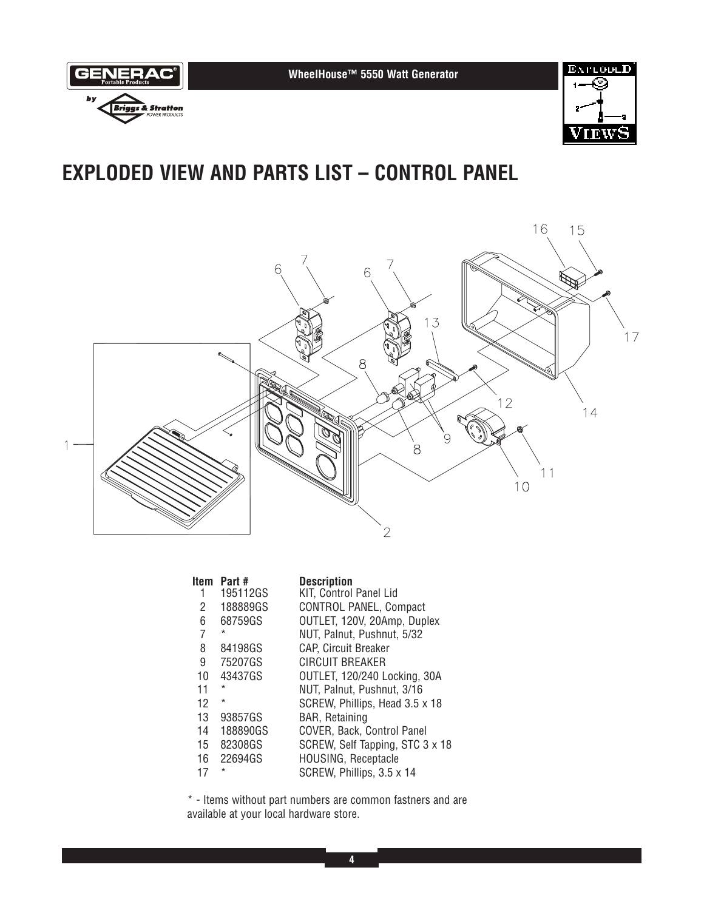# EXPLODED VIEW AND PARTS LIST – CONTROL PANEL

| Item | Part # | Description |
|---|---|---|
| 1 | 195112GS | KIT, Control Panel Lid |
| 2 | 188889GS | CONTROL PANEL, Compact |
| 6 | 68759GS | OUTLET, 120V, 20Amp, Duplex |
| 7 | * | NUT, Palnut, Pushnut, 5/32 |
| 8 | 84198GS | CAP, Circuit Breaker |
| 9 | 75207GS | CIRCUIT BREAKER |
| 10 | 43437GS | OUTLET, 120/240 Locking, 30A |
| 11 | * | NUT, Palnut, Pushnut, 3/16 |
| 12 | * | SCREW, Phillips, Head 3.5 x 18 |
| 13 | 93857GS | BAR, Retaining |
| 14 | 188890GS | COVER, Back, Control Panel |
| 15 | 82308GS | SCREW, Self Tapping, STC 3 x 18 |
| 16 | 22694GS | HOUSING, Receptacle |
| 17 | * | SCREW, Phillips, 3.5 x 14 |

* - Items without part numbers are common fastners and are available at your local hardware store.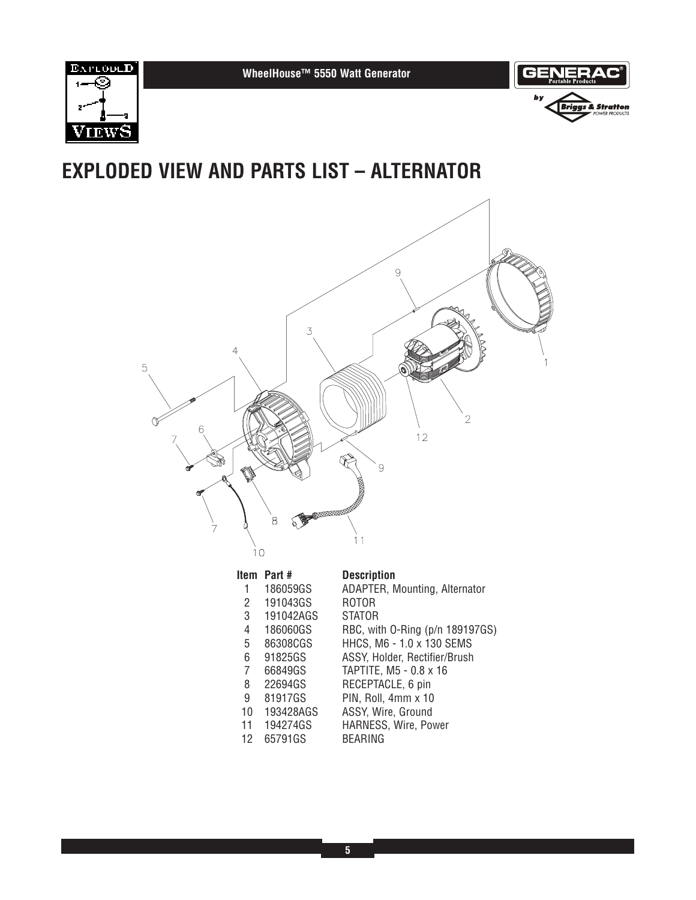# EXPLODED VIEW AND PARTS LIST – ALTERNATOR

| Item | Part # | Description |
|---|---|---|
| 1 | 186059GS | ADAPTER, Mounting, Alternator |
| 2 | 191043GS | ROTOR |
| 3 | 191042AGS | STATOR |
| 4 | 186060GS | RBC, with O-Ring (p/n 189197GS) |
| 5 | 86308CGS | HHCS, M6 - 1.0 x 130 SEMS |
| 6 | 91825GS | ASSY, Holder, Rectifier/Brush |
| 7 | 66849GS | TAPTITE, M5 - 0.8 x 16 |
| 8 | 22694GS | RECEPTACLE, 6 pin |
| 9 | 81917GS | PIN, Roll, 4mm x 10 |
| 10 | 193428AGS | ASSY, Wire, Ground |
| 11 | 194274GS | HARNESS, Wire, Power |
| 12 | 65791GS | BEARING |